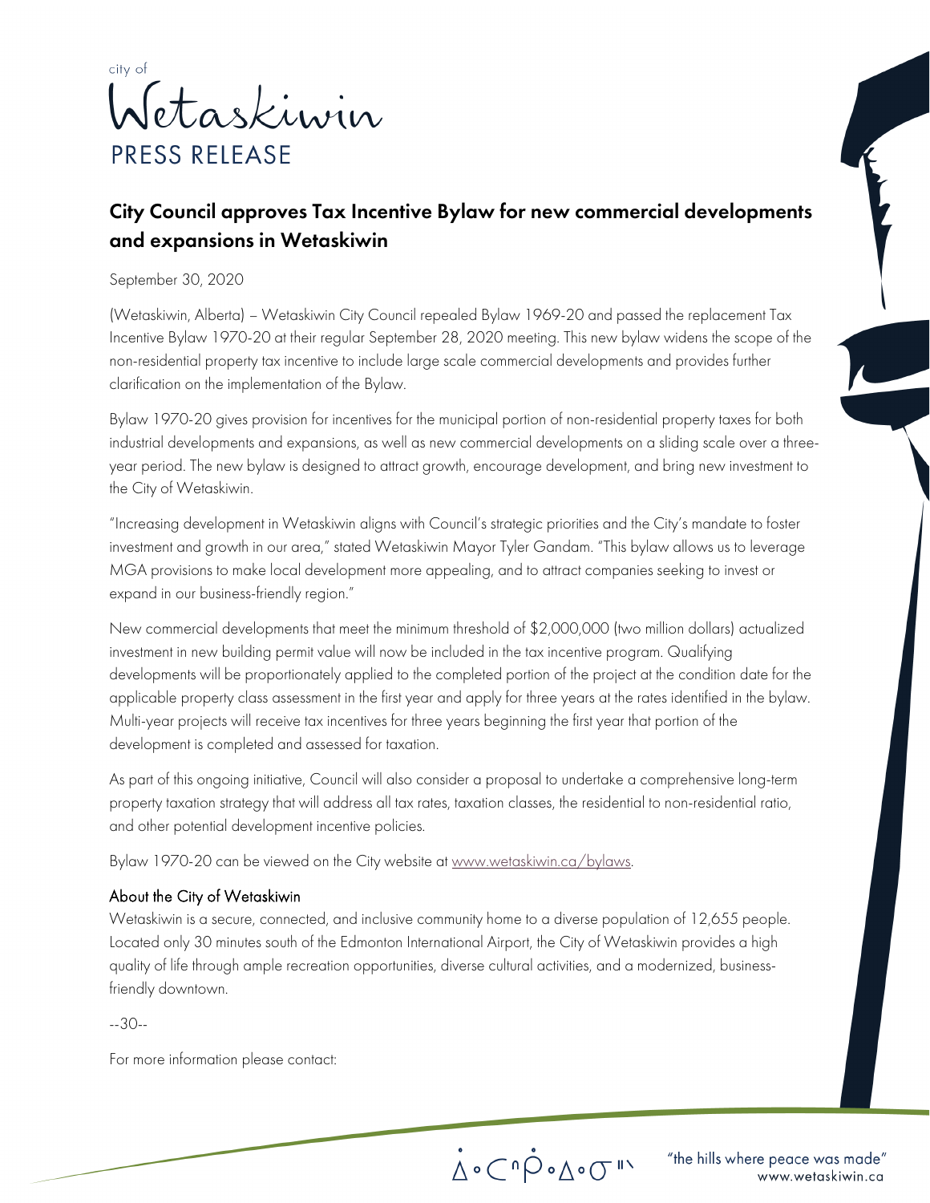city of

Wetaskiwin

PRESS RELEASE

## City Council approves Tax Incentive Bylaw for new commercial developments and expansions in Wetaskiwin

September 30, 2020

(Wetaskiwin, Alberta) – Wetaskiwin City Council repealed Bylaw 1969-20 and passed the replacement Tax Incentive Bylaw 1970-20 at their regular September 28, 2020 meeting. This new bylaw widens the scope of the non-residential property tax incentive to include large scale commercial developments and provides further clarification on the implementation of the Bylaw.

Bylaw 1970-20 gives provision for incentives for the municipal portion of non-residential property taxes for both industrial developments and expansions, as well as new commercial developments on a sliding scale over a three-year period. The new bylaw is designed to attract growth, encourage development, and bring new investment to the City of Wetaskiwin.

"Increasing development in Wetaskiwin aligns with Council's strategic priorities and the City's mandate to foster investment and growth in our area," stated Wetaskiwin Mayor Tyler Gandam. "This bylaw allows us to leverage MGA provisions to make local development more appealing, and to attract companies seeking to invest or expand in our business-friendly region."

New commercial developments that meet the minimum threshold of $2,000,000 (two million dollars) actualized investment in new building permit value will now be included in the tax incentive program. Qualifying developments will be proportionately applied to the completed portion of the project at the condition date for the applicable property class assessment in the first year and apply for three years at the rates identified in the bylaw. Multi-year projects will receive tax incentives for three years beginning the first year that portion of the development is completed and assessed for taxation.

As part of this ongoing initiative, Council will also consider a proposal to undertake a comprehensive long-term property taxation strategy that will address all tax rates, taxation classes, the residential to non-residential ratio, and other potential development incentive policies.

Bylaw 1970-20 can be viewed on the City website at www.wetaskiwin.ca/bylaws.

### About the City of Wetaskiwin

Wetaskiwin is a secure, connected, and inclusive community home to a diverse population of 12,655 people. Located only 30 minutes south of the Edmonton International Airport, the City of Wetaskiwin provides a high quality of life through ample recreation opportunities, diverse cultural activities, and a modernized, business-friendly downtown.

--30--

For more information please contact:

ᐄᐧᑕᐢᑮᐧᐃᐧᓂᐤ "the hills where peace was made" www.wetaskiwin.ca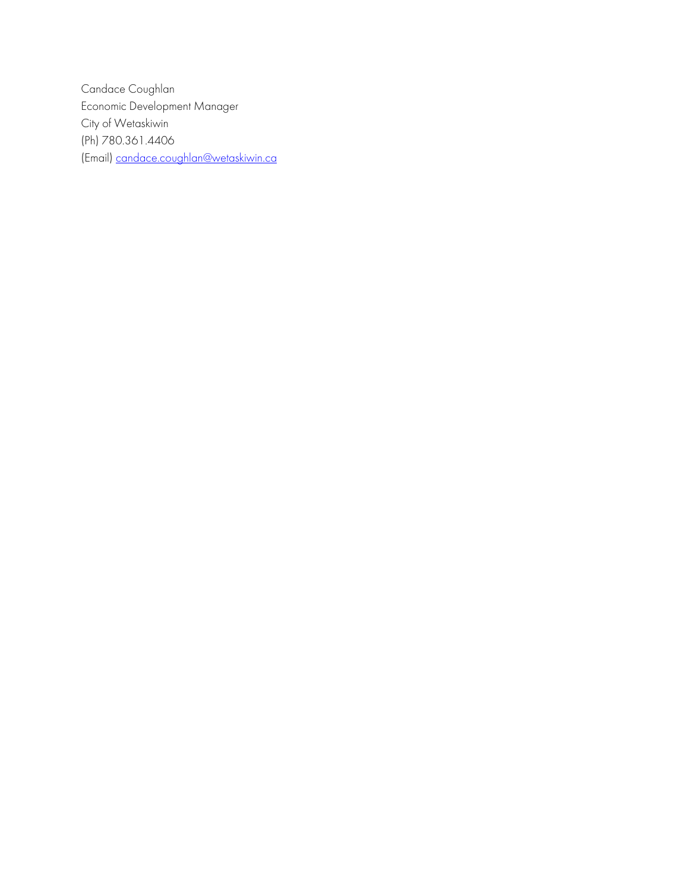Candace Coughlan
Economic Development Manager
City of Wetaskiwin
(Ph) 780.361.4406
(Email) [candace.coughlan@wetaskiwin.ca](mailto:candace.coughlan@wetaskiwin.ca)